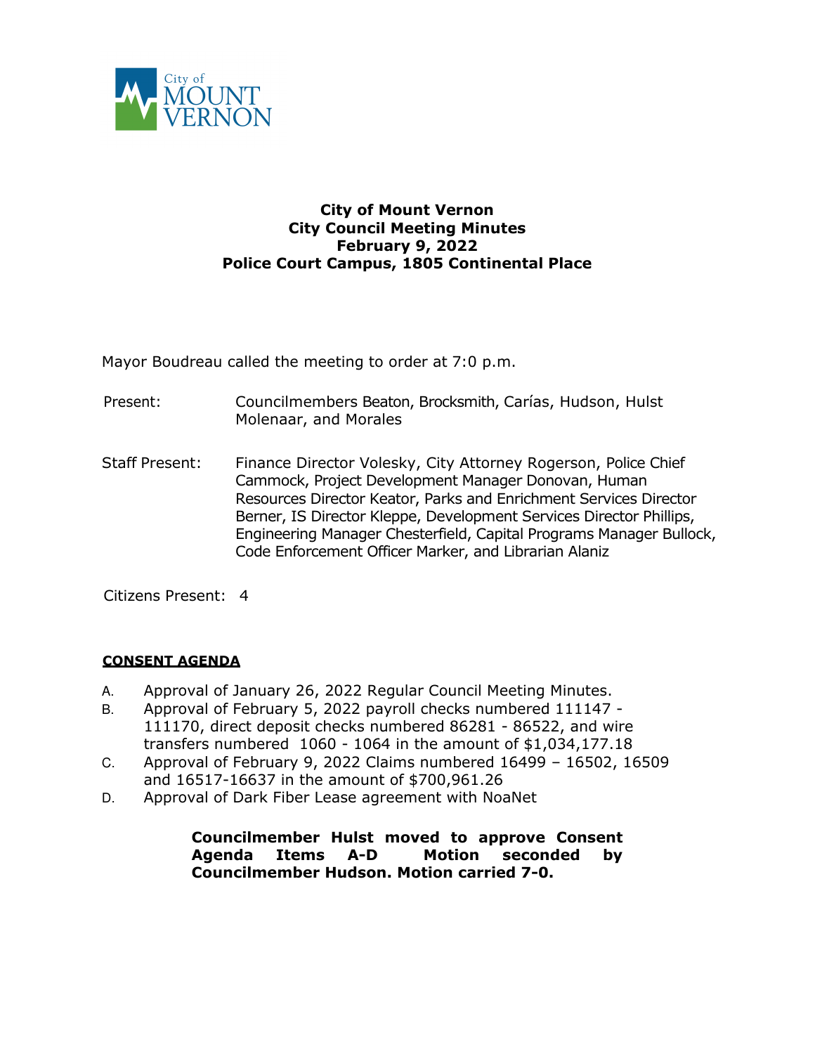City of
MOUNT
VERNON

**City of Mount Vernon**
**City Council Meeting Minutes**
**February 9, 2022**
**Police Court Campus, 1805 Continental Place**

Mayor Boudreau called the meeting to order at 7:0 p.m.

Present: Councilmembers Beaton, Brocksmith, Carías, Hudson, Hulst Molenaar, and Morales

Staff Present: Finance Director Volesky, City Attorney Rogerson, Police Chief Cammock, Project Development Manager Donovan, Human Resources Director Keator, Parks and Enrichment Services Director Berner, IS Director Kleppe, Development Services Director Phillips, Engineering Manager Chesterfield, Capital Programs Manager Bullock, Code Enforcement Officer Marker, and Librarian Alaniz

Citizens Present: 4

**CONSENT AGENDA**

A. Approval of January 26, 2022 Regular Council Meeting Minutes.
B. Approval of February 5, 2022 payroll checks numbered 111147 - 111170, direct deposit checks numbered 86281 - 86522, and wire transfers numbered 1060 - 1064 in the amount of $1,034,177.18
C. Approval of February 9, 2022 Claims numbered 16499 – 16502, 16509 and 16517-16637 in the amount of $700,961.26
D. Approval of Dark Fiber Lease agreement with NoaNet

**Councilmember Hulst moved to approve Consent Agenda Items A-D Motion seconded by Councilmember Hudson. Motion carried 7-0.**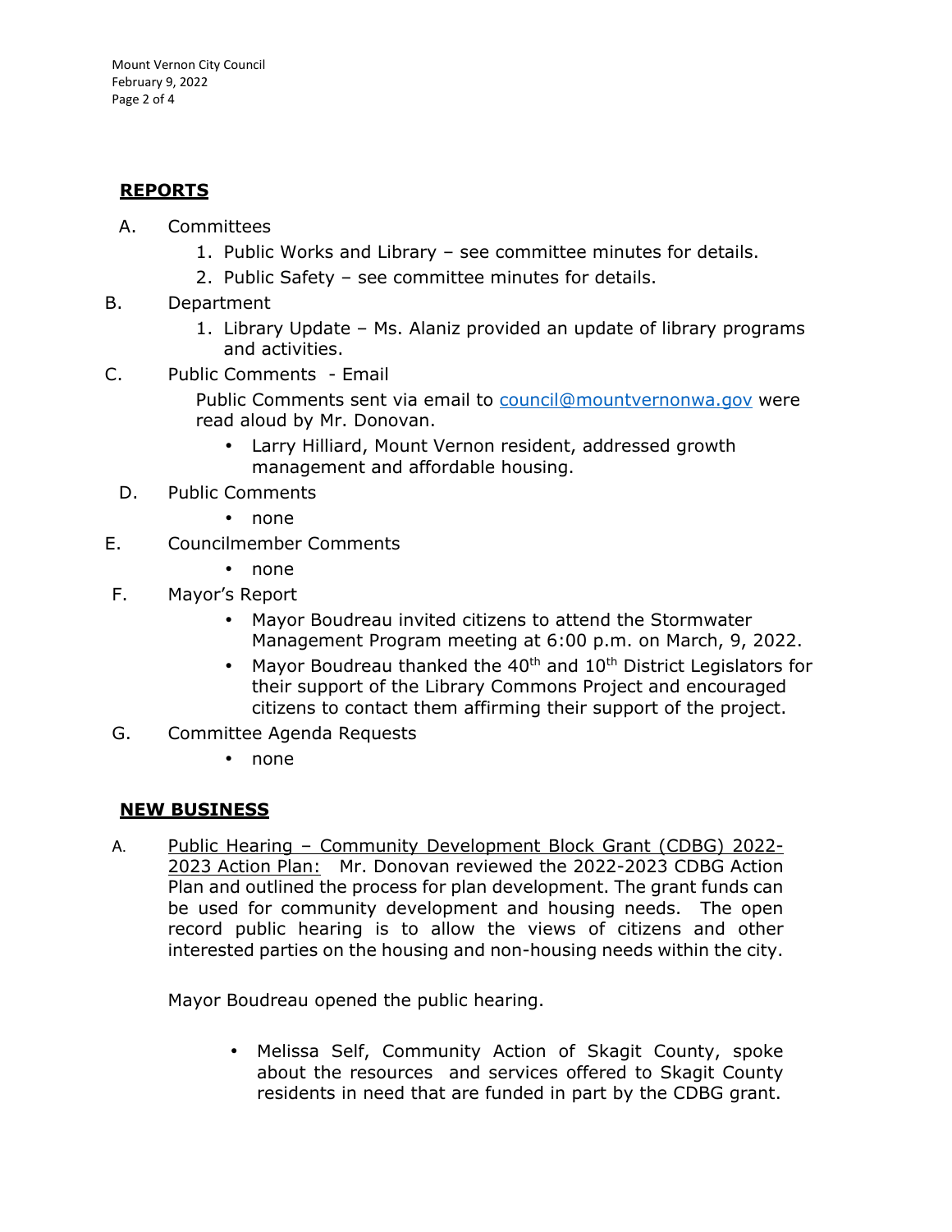## REPORTS

A. Committees
   1. Public Works and Library – see committee minutes for details.
   2. Public Safety – see committee minutes for details.

B. Department
   1. Library Update – Ms. Alaniz provided an update of library programs and activities.

C. Public Comments - Email

   Public Comments sent via email to council@mountvernonwa.gov were read aloud by Mr. Donovan.

   - Larry Hilliard, Mount Vernon resident, addressed growth management and affordable housing.

D. Public Comments
   - none

E. Councilmember Comments
   - none

F. Mayor's Report
   - Mayor Boudreau invited citizens to attend the Stormwater Management Program meeting at 6:00 p.m. on March, 9, 2022.
   - Mayor Boudreau thanked the 40th and 10th District Legislators for their support of the Library Commons Project and encouraged citizens to contact them affirming their support of the project.

G. Committee Agenda Requests
   - none

## NEW BUSINESS

A. Public Hearing – Community Development Block Grant (CDBG) 2022-2023 Action Plan: Mr. Donovan reviewed the 2022-2023 CDBG Action Plan and outlined the process for plan development. The grant funds can be used for community development and housing needs. The open record public hearing is to allow the views of citizens and other interested parties on the housing and non-housing needs within the city.

   Mayor Boudreau opened the public hearing.

   - Melissa Self, Community Action of Skagit County, spoke about the resources and services offered to Skagit County residents in need that are funded in part by the CDBG grant.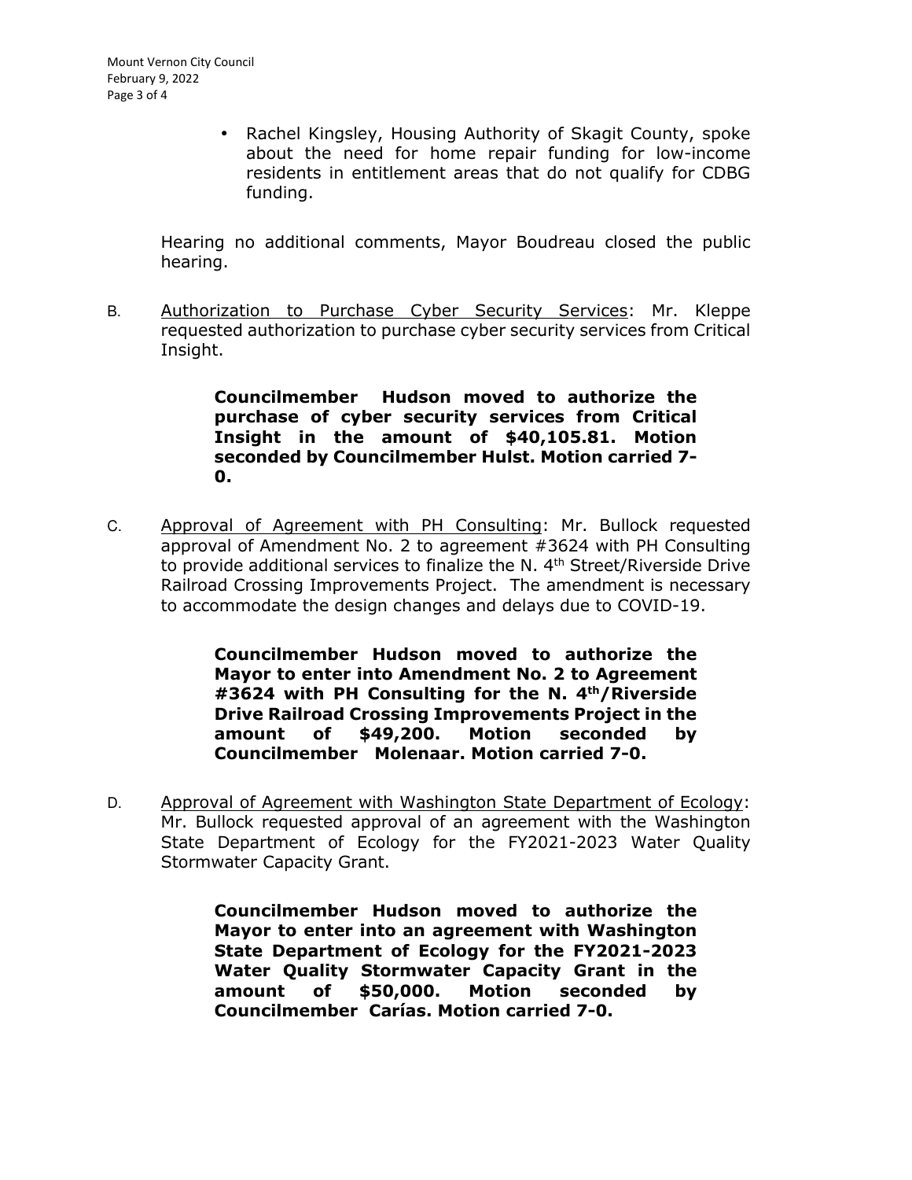- Rachel Kingsley, Housing Authority of Skagit County, spoke about the need for home repair funding for low-income residents in entitlement areas that do not qualify for CDBG funding.

Hearing no additional comments, Mayor Boudreau closed the public hearing.

B. Authorization to Purchase Cyber Security Services: Mr. Kleppe requested authorization to purchase cyber security services from Critical Insight.

> **Councilmember Hudson moved to authorize the purchase of cyber security services from Critical Insight in the amount of $40,105.81. Motion seconded by Councilmember Hulst. Motion carried 7-0.**

C. Approval of Agreement with PH Consulting: Mr. Bullock requested approval of Amendment No. 2 to agreement #3624 with PH Consulting to provide additional services to finalize the N. 4th Street/Riverside Drive Railroad Crossing Improvements Project. The amendment is necessary to accommodate the design changes and delays due to COVID-19.

> **Councilmember Hudson moved to authorize the Mayor to enter into Amendment No. 2 to Agreement #3624 with PH Consulting for the N. 4th/Riverside Drive Railroad Crossing Improvements Project in the amount of $49,200. Motion seconded by Councilmember Molenaar. Motion carried 7-0.**

D. Approval of Agreement with Washington State Department of Ecology: Mr. Bullock requested approval of an agreement with the Washington State Department of Ecology for the FY2021-2023 Water Quality Stormwater Capacity Grant.

> **Councilmember Hudson moved to authorize the Mayor to enter into an agreement with Washington State Department of Ecology for the FY2021-2023 Water Quality Stormwater Capacity Grant in the amount of $50,000. Motion seconded by Councilmember Carías. Motion carried 7-0.**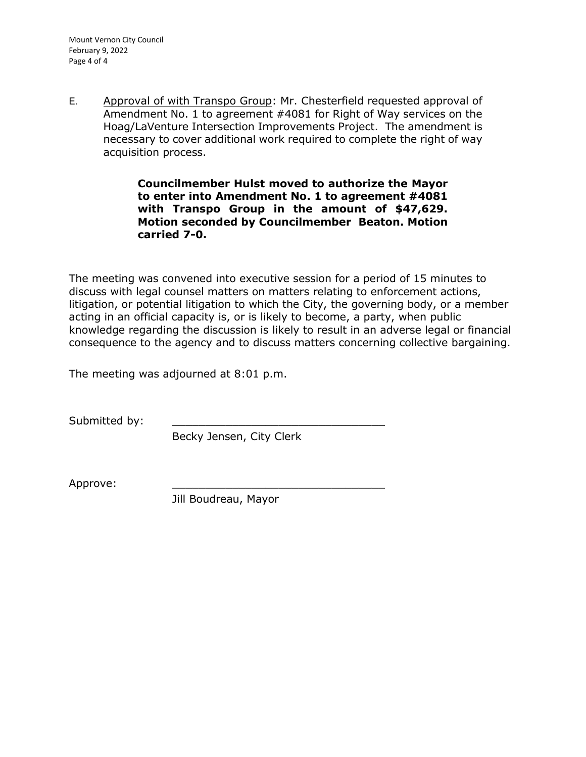E. Approval of with Transpo Group: Mr. Chesterfield requested approval of Amendment No. 1 to agreement #4081 for Right of Way services on the Hoag/LaVenture Intersection Improvements Project. The amendment is necessary to cover additional work required to complete the right of way acquisition process.

> **Councilmember Hulst moved to authorize the Mayor to enter into Amendment No. 1 to agreement #4081 with Transpo Group in the amount of $47,629. Motion seconded by Councilmember Beaton. Motion carried 7-0.**

The meeting was convened into executive session for a period of 15 minutes to discuss with legal counsel matters on matters relating to enforcement actions, litigation, or potential litigation to which the City, the governing body, or a member acting in an official capacity is, or is likely to become, a party, when public knowledge regarding the discussion is likely to result in an adverse legal or financial consequence to the agency and to discuss matters concerning collective bargaining.

The meeting was adjourned at 8:01 p.m.

Submitted by: _______________________________
Becky Jensen, City Clerk

Approve: _______________________________
Jill Boudreau, Mayor